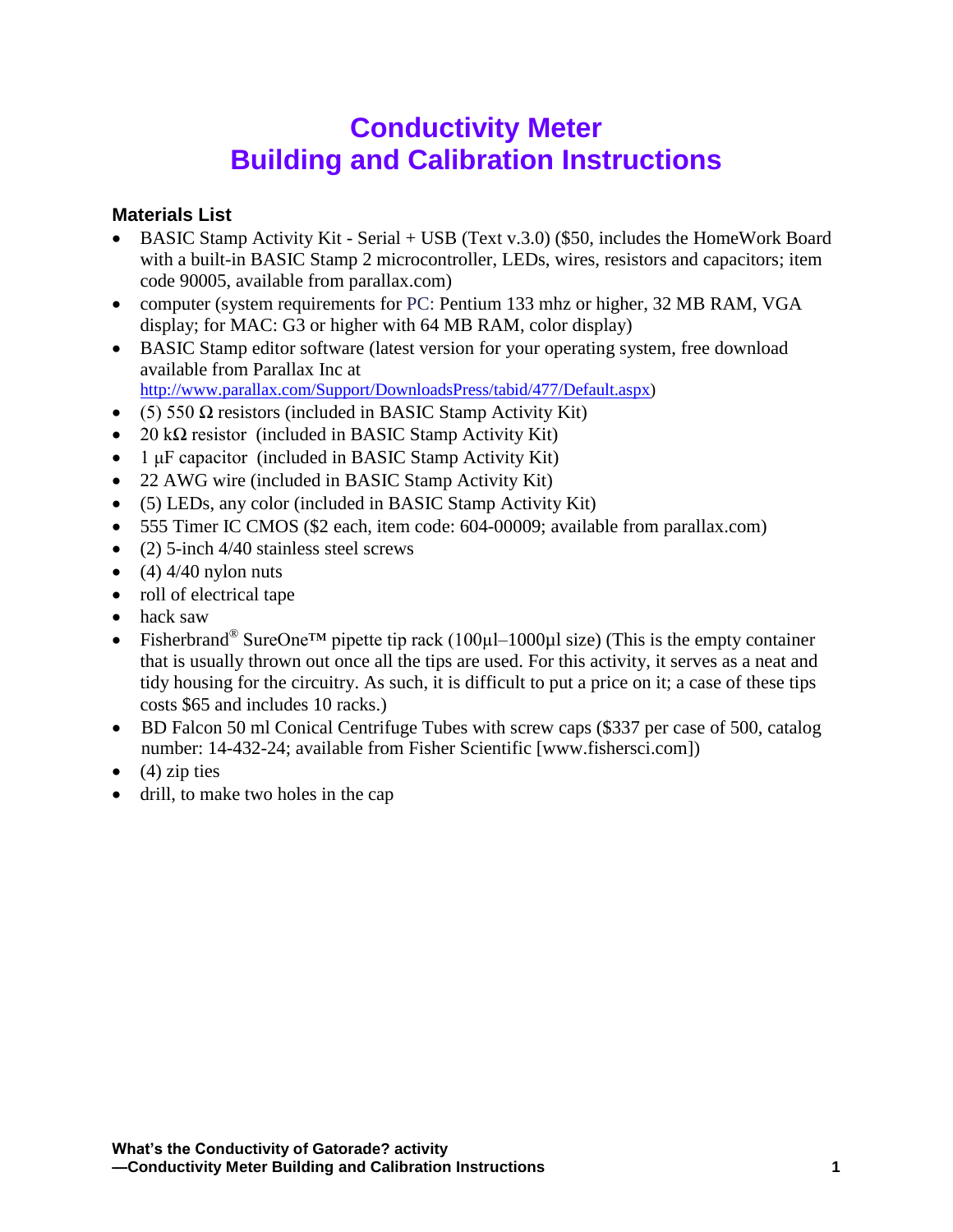# Conductivity Meter
# Building and Calibration Instructions

### Materials List

- BASIC Stamp Activity Kit - Serial + USB (Text v.3.0) ($50, includes the HomeWork Board with a built-in BASIC Stamp 2 microcontroller, LEDs, wires, resistors and capacitors; item code 90005, available from parallax.com)
- computer (system requirements for PC: Pentium 133 mhz or higher, 32 MB RAM, VGA display; for MAC: G3 or higher with 64 MB RAM, color display)
- BASIC Stamp editor software (latest version for your operating system, free download available from Parallax Inc at http://www.parallax.com/Support/DownloadsPress/tabid/477/Default.aspx)
- (5) 550 Ω resistors (included in BASIC Stamp Activity Kit)
- 20 kΩ resistor (included in BASIC Stamp Activity Kit)
- 1 μF capacitor (included in BASIC Stamp Activity Kit)
- 22 AWG wire (included in BASIC Stamp Activity Kit)
- (5) LEDs, any color (included in BASIC Stamp Activity Kit)
- 555 Timer IC CMOS ($2 each, item code: 604-00009; available from parallax.com)
- (2) 5-inch 4/40 stainless steel screws
- (4) 4/40 nylon nuts
- roll of electrical tape
- hack saw
- Fisherbrand® SureOne™ pipette tip rack (100μl–1000μl size) (This is the empty container that is usually thrown out once all the tips are used. For this activity, it serves as a neat and tidy housing for the circuitry. As such, it is difficult to put a price on it; a case of these tips costs $65 and includes 10 racks.)
- BD Falcon 50 ml Conical Centrifuge Tubes with screw caps ($337 per case of 500, catalog number: 14-432-24; available from Fisher Scientific [www.fishersci.com])
- (4) zip ties
- drill, to make two holes in the cap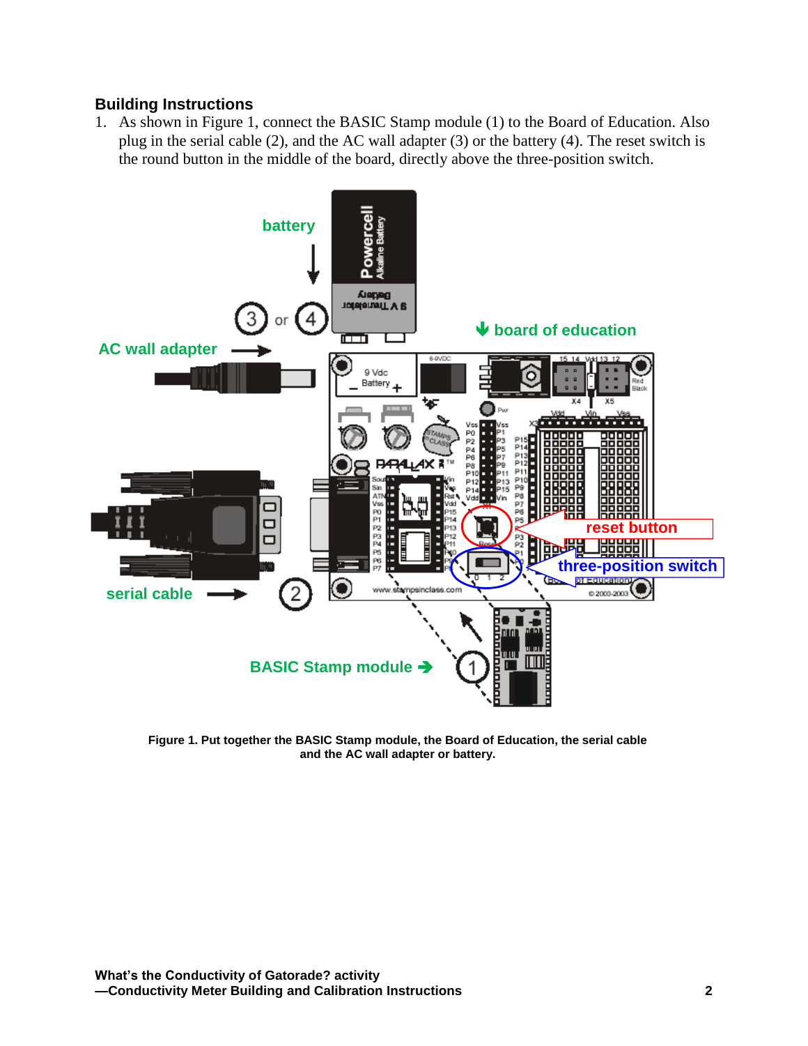## Building Instructions

1. As shown in Figure 1, connect the BASIC Stamp module (1) to the Board of Education. Also plug in the serial cable (2), and the AC wall adapter (3) or the battery (4). The reset switch is the round button in the middle of the board, directly above the three-position switch.

**Figure 1. Put together the BASIC Stamp module, the Board of Education, the serial cable and the AC wall adapter or battery.**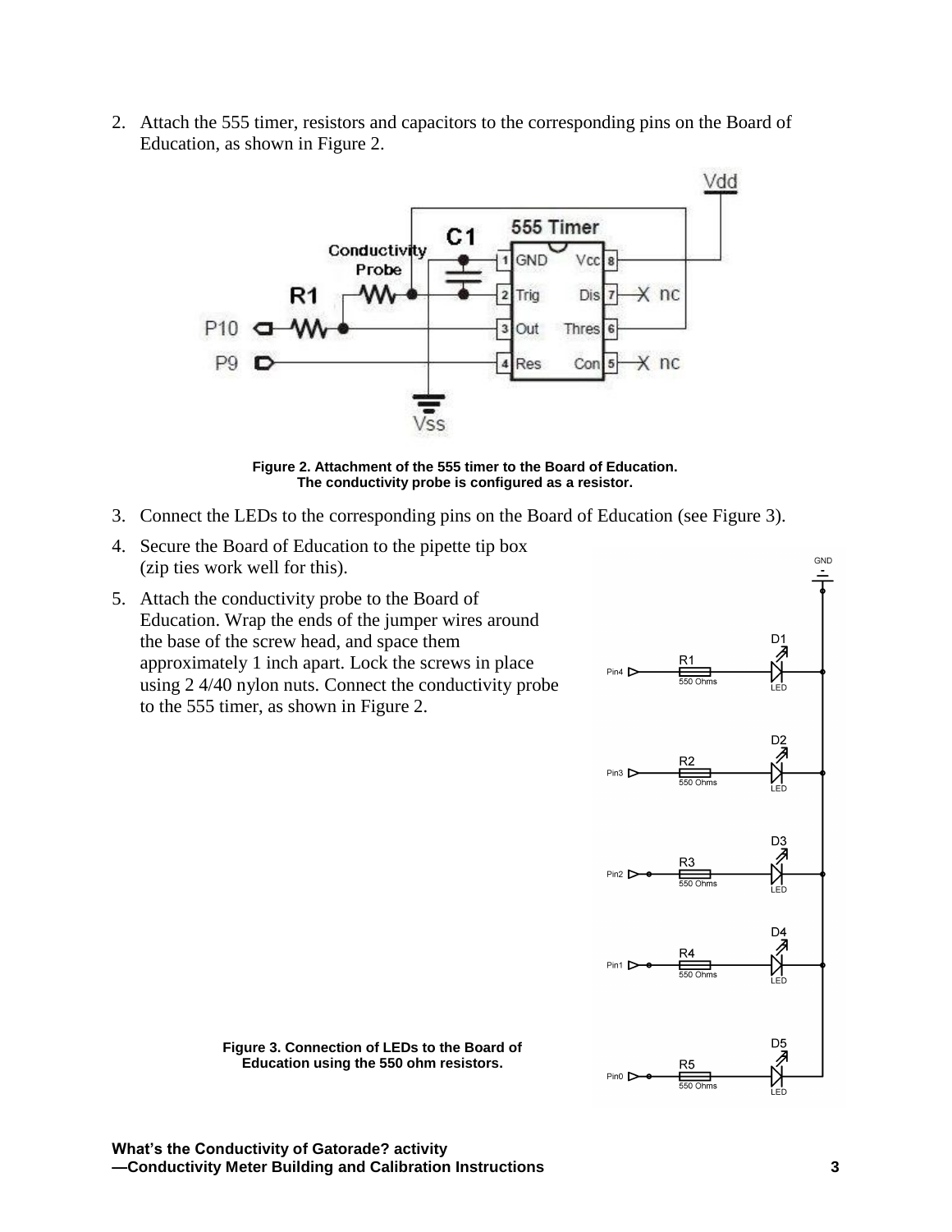2. Attach the 555 timer, resistors and capacitors to the corresponding pins on the Board of Education, as shown in Figure 2.

**Figure 2. Attachment of the 555 timer to the Board of Education. The conductivity probe is configured as a resistor.**

3. Connect the LEDs to the corresponding pins on the Board of Education (see Figure 3).
4. Secure the Board of Education to the pipette tip box (zip ties work well for this).
5. Attach the conductivity probe to the Board of Education. Wrap the ends of the jumper wires around the base of the screw head, and space them approximately 1 inch apart. Lock the screws in place using 2 4/40 nylon nuts. Connect the conductivity probe to the 555 timer, as shown in Figure 2.

**Figure 3. Connection of LEDs to the Board of Education using the 550 ohm resistors.**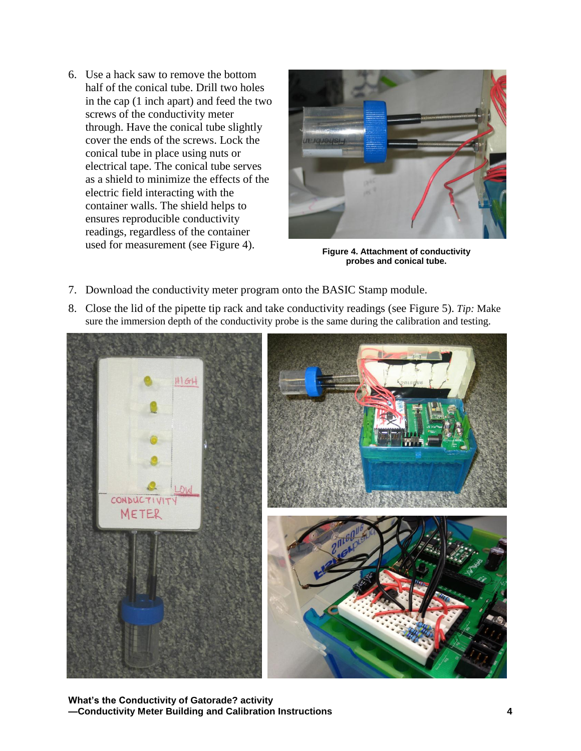6. Use a hack saw to remove the bottom half of the conical tube. Drill two holes in the cap (1 inch apart) and feed the two screws of the conductivity meter through. Have the conical tube slightly cover the ends of the screws. Lock the conical tube in place using nuts or electrical tape. The conical tube serves as a shield to minimize the effects of the electric field interacting with the container walls. The shield helps to ensures reproducible conductivity readings, regardless of the container used for measurement (see Figure 4).

**Figure 4. Attachment of conductivity probes and conical tube.**

7. Download the conductivity meter program onto the BASIC Stamp module.
8. Close the lid of the pipette tip rack and take conductivity readings (see Figure 5). *Tip:* Make sure the immersion depth of the conductivity probe is the same during the calibration and testing.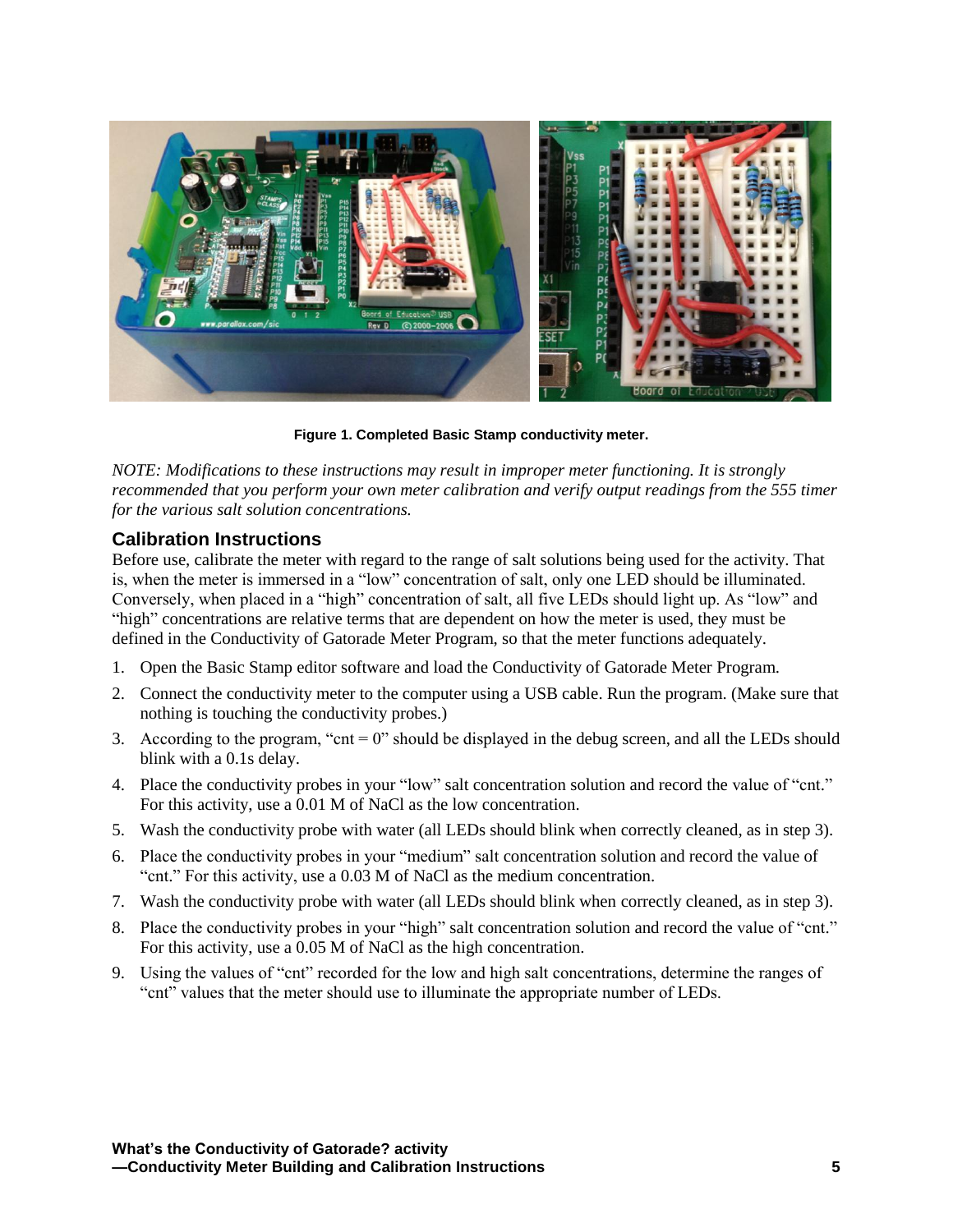Figure 1. Completed Basic Stamp conductivity meter.

*NOTE: Modifications to these instructions may result in improper meter functioning. It is strongly recommended that you perform your own meter calibration and verify output readings from the 555 timer for the various salt solution concentrations.*

## Calibration Instructions

Before use, calibrate the meter with regard to the range of salt solutions being used for the activity. That is, when the meter is immersed in a "low" concentration of salt, only one LED should be illuminated. Conversely, when placed in a "high" concentration of salt, all five LEDs should light up. As "low" and "high" concentrations are relative terms that are dependent on how the meter is used, they must be defined in the Conductivity of Gatorade Meter Program, so that the meter functions adequately.

1. Open the Basic Stamp editor software and load the Conductivity of Gatorade Meter Program.
2. Connect the conductivity meter to the computer using a USB cable. Run the program. (Make sure that nothing is touching the conductivity probes.)
3. According to the program, "cnt = 0" should be displayed in the debug screen, and all the LEDs should blink with a 0.1s delay.
4. Place the conductivity probes in your "low" salt concentration solution and record the value of "cnt." For this activity, use a 0.01 M of NaCl as the low concentration.
5. Wash the conductivity probe with water (all LEDs should blink when correctly cleaned, as in step 3).
6. Place the conductivity probes in your "medium" salt concentration solution and record the value of "cnt." For this activity, use a 0.03 M of NaCl as the medium concentration.
7. Wash the conductivity probe with water (all LEDs should blink when correctly cleaned, as in step 3).
8. Place the conductivity probes in your "high" salt concentration solution and record the value of "cnt." For this activity, use a 0.05 M of NaCl as the high concentration.
9. Using the values of "cnt" recorded for the low and high salt concentrations, determine the ranges of "cnt" values that the meter should use to illuminate the appropriate number of LEDs.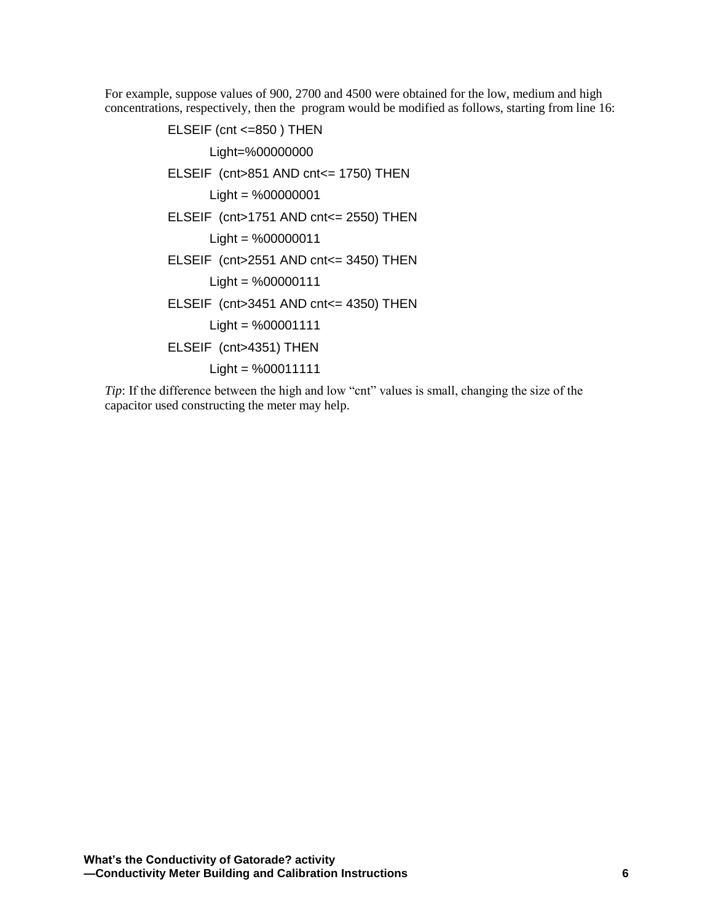For example, suppose values of 900, 2700 and 4500 were obtained for the low, medium and high concentrations, respectively, then the program would be modified as follows, starting from line 16:

```
ELSEIF (cnt <=850 ) THEN
        Light=%00000000
ELSEIF  (cnt>851 AND cnt<= 1750) THEN
        Light = %00000001
ELSEIF  (cnt>1751 AND cnt<= 2550) THEN
        Light = %00000011
ELSEIF  (cnt>2551 AND cnt<= 3450) THEN
        Light = %00000111
ELSEIF  (cnt>3451 AND cnt<= 4350) THEN
        Light = %00001111
ELSEIF  (cnt>4351) THEN
        Light = %00011111
```

*Tip*: If the difference between the high and low "cnt" values is small, changing the size of the capacitor used constructing the meter may help.